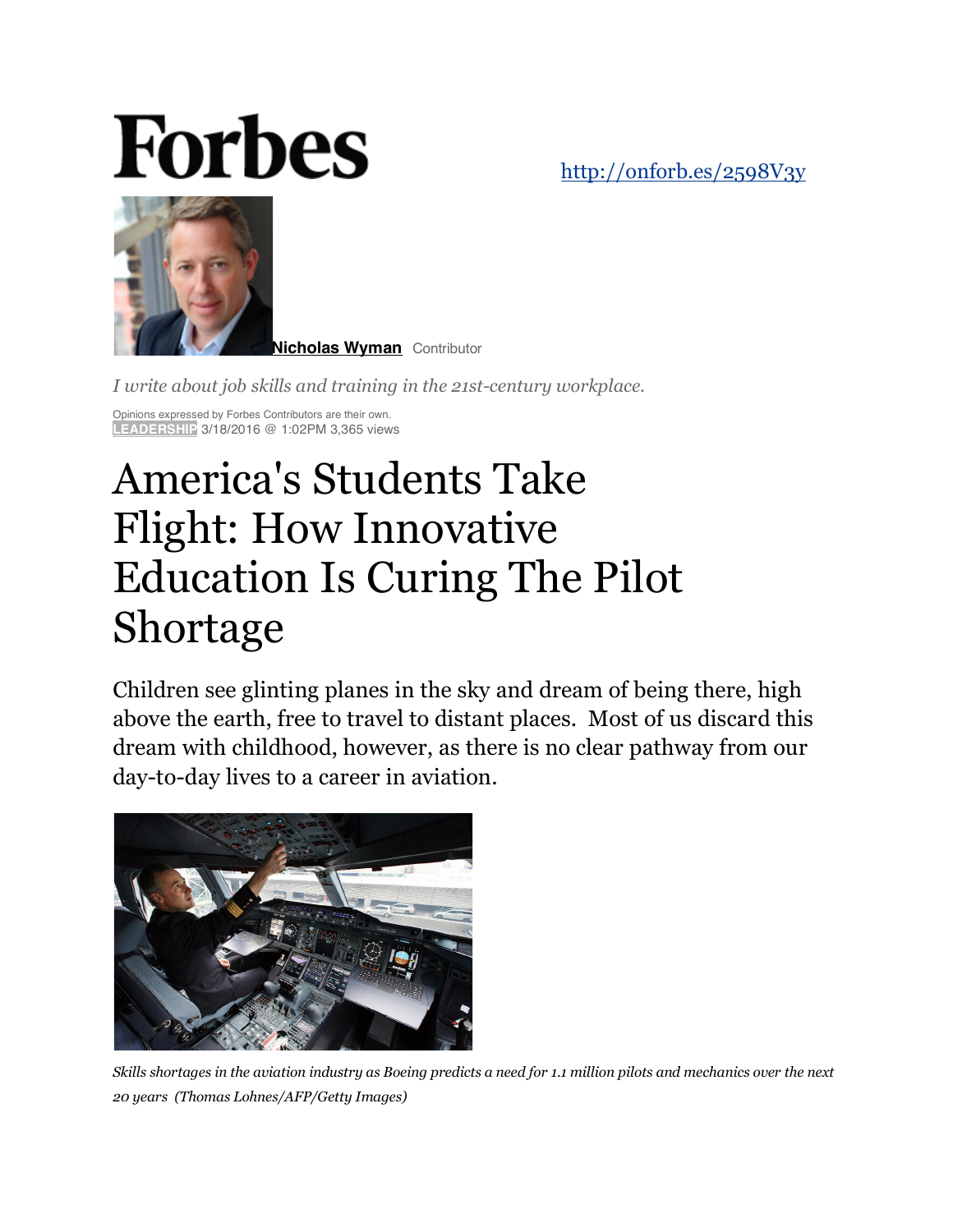# Forbes

http://onforb.es/2598V3y

**Nicholas Wyman** Contributor

*I write about job skills and training in the 21st-century workplace.*

Opinions expressed by Forbes Contributors are their own.

LEADERSHIP 3/18/2016 @ 1:02PM 3,365 views

# America's Students Take Flight: How Innovative Education Is Curing The Pilot Shortage

Children see glinting planes in the sky and dream of being there, high above the earth, free to travel to distant places. Most of us discard this dream with childhood, however, as there is no clear pathway from our day-to-day lives to a career in aviation.

*Skills shortages in the aviation industry as Boeing predicts a need for 1.1 million pilots and mechanics over the next 20 years (Thomas Lohnes/AFP/Getty Images)*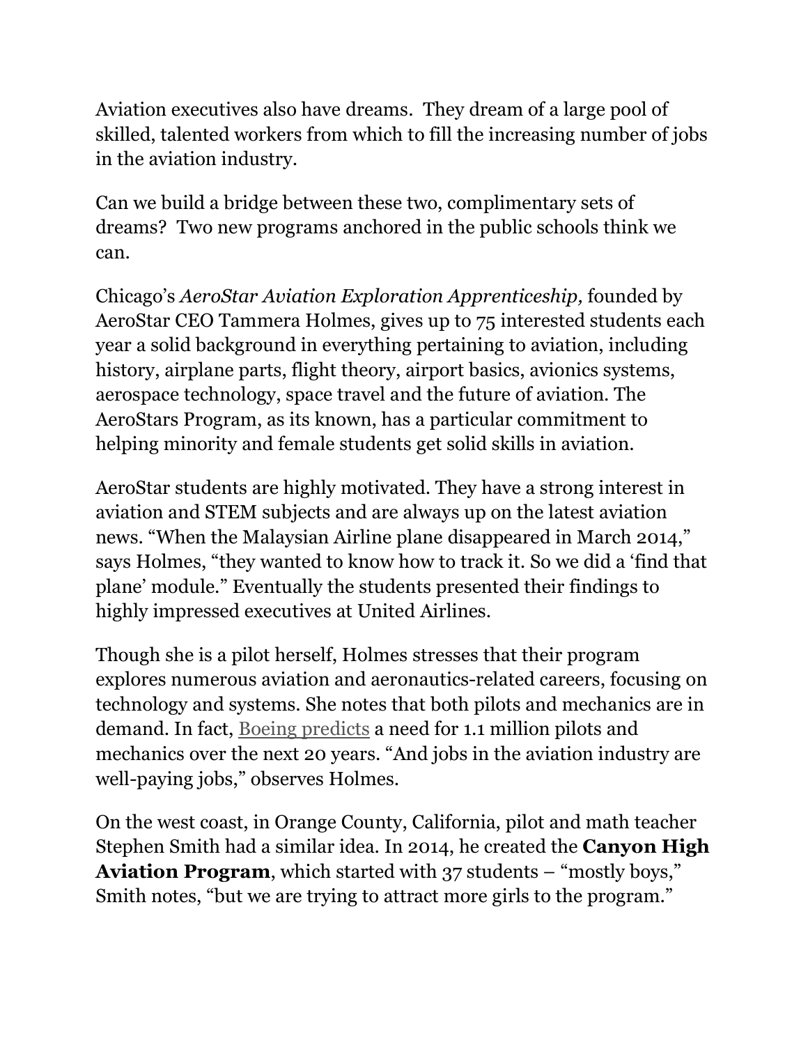Aviation executives also have dreams. They dream of a large pool of skilled, talented workers from which to fill the increasing number of jobs in the aviation industry.

Can we build a bridge between these two, complimentary sets of dreams? Two new programs anchored in the public schools think we can.

Chicago's *AeroStar Aviation Exploration Apprenticeship,* founded by AeroStar CEO Tammera Holmes, gives up to 75 interested students each year a solid background in everything pertaining to aviation, including history, airplane parts, flight theory, airport basics, avionics systems, aerospace technology, space travel and the future of aviation. The AeroStars Program, as its known, has a particular commitment to helping minority and female students get solid skills in aviation.

AeroStar students are highly motivated. They have a strong interest in aviation and STEM subjects and are always up on the latest aviation news. "When the Malaysian Airline plane disappeared in March 2014," says Holmes, "they wanted to know how to track it. So we did a 'find that plane' module." Eventually the students presented their findings to highly impressed executives at United Airlines.

Though she is a pilot herself, Holmes stresses that their program explores numerous aviation and aeronautics-related careers, focusing on technology and systems. She notes that both pilots and mechanics are in demand. In fact, Boeing predicts a need for 1.1 million pilots and mechanics over the next 20 years. "And jobs in the aviation industry are well-paying jobs," observes Holmes.

On the west coast, in Orange County, California, pilot and math teacher Stephen Smith had a similar idea. In 2014, he created the **Canyon High Aviation Program**, which started with 37 students – "mostly boys," Smith notes, "but we are trying to attract more girls to the program."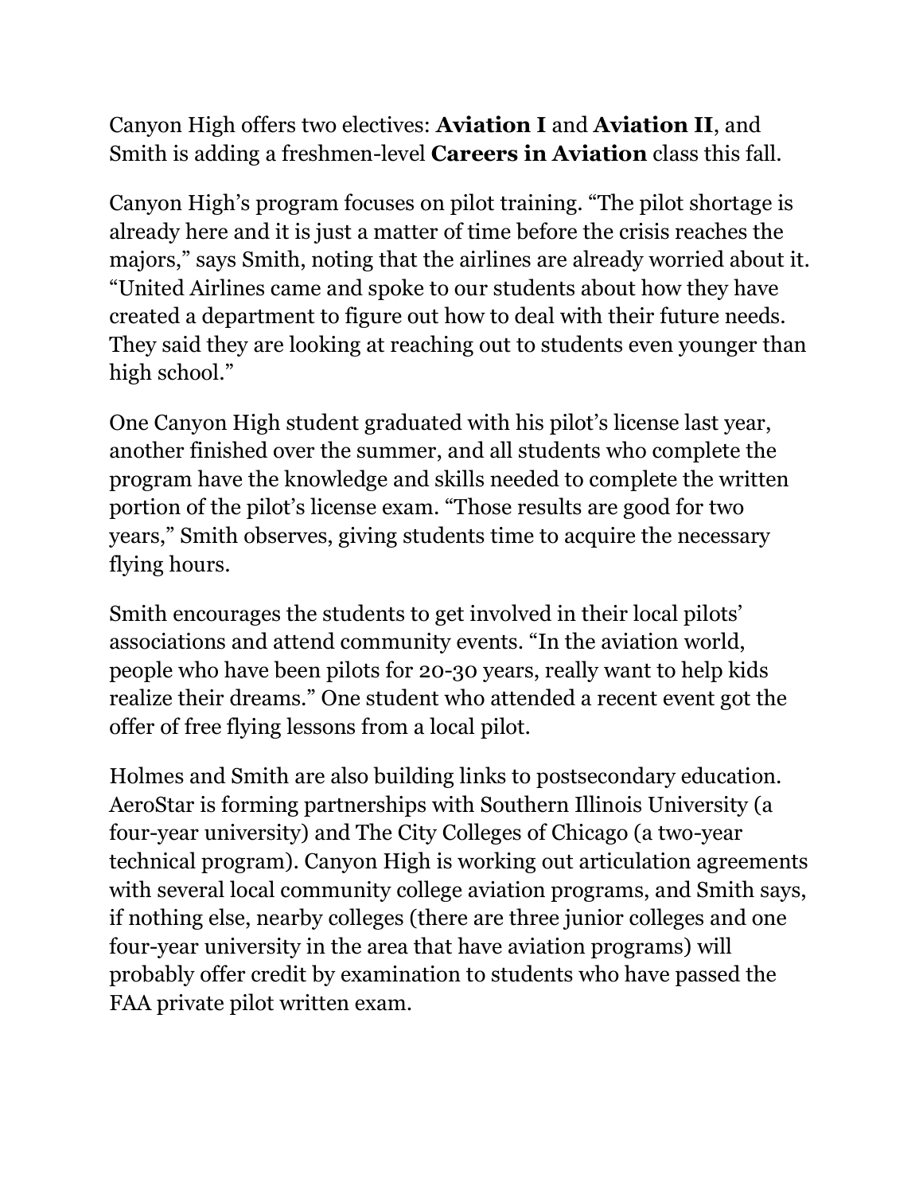Canyon High offers two electives: **Aviation I** and **Aviation II**, and Smith is adding a freshmen-level **Careers in Aviation** class this fall.

Canyon High's program focuses on pilot training. "The pilot shortage is already here and it is just a matter of time before the crisis reaches the majors," says Smith, noting that the airlines are already worried about it. "United Airlines came and spoke to our students about how they have created a department to figure out how to deal with their future needs. They said they are looking at reaching out to students even younger than high school."

One Canyon High student graduated with his pilot's license last year, another finished over the summer, and all students who complete the program have the knowledge and skills needed to complete the written portion of the pilot's license exam. "Those results are good for two years," Smith observes, giving students time to acquire the necessary flying hours.

Smith encourages the students to get involved in their local pilots' associations and attend community events. "In the aviation world, people who have been pilots for 20-30 years, really want to help kids realize their dreams." One student who attended a recent event got the offer of free flying lessons from a local pilot.

Holmes and Smith are also building links to postsecondary education. AeroStar is forming partnerships with Southern Illinois University (a four-year university) and The City Colleges of Chicago (a two-year technical program). Canyon High is working out articulation agreements with several local community college aviation programs, and Smith says, if nothing else, nearby colleges (there are three junior colleges and one four-year university in the area that have aviation programs) will probably offer credit by examination to students who have passed the FAA private pilot written exam.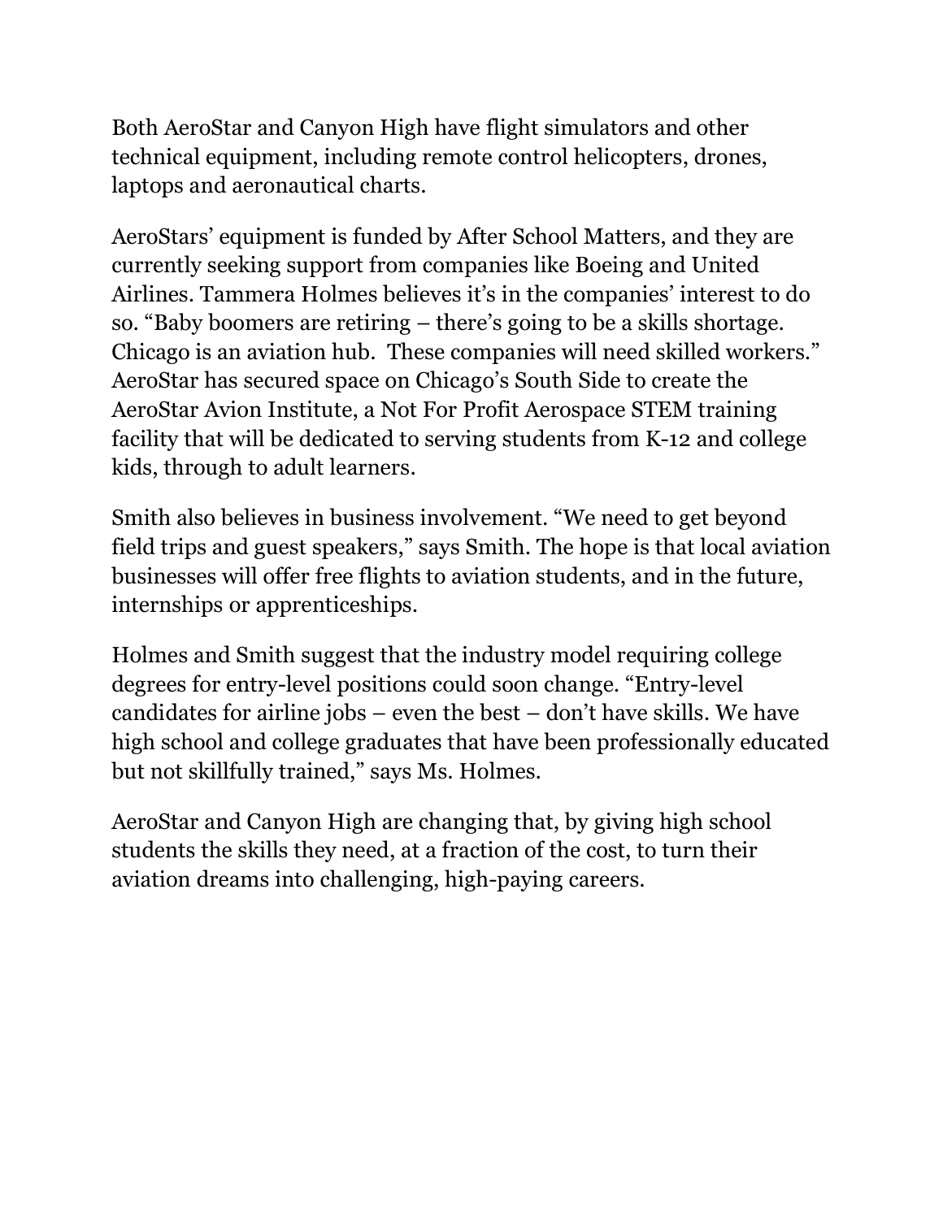Both AeroStar and Canyon High have flight simulators and other technical equipment, including remote control helicopters, drones, laptops and aeronautical charts.

AeroStars' equipment is funded by After School Matters, and they are currently seeking support from companies like Boeing and United Airlines. Tammera Holmes believes it's in the companies' interest to do so. "Baby boomers are retiring – there's going to be a skills shortage. Chicago is an aviation hub. These companies will need skilled workers." AeroStar has secured space on Chicago's South Side to create the AeroStar Avion Institute, a Not For Profit Aerospace STEM training facility that will be dedicated to serving students from K-12 and college kids, through to adult learners.

Smith also believes in business involvement. "We need to get beyond field trips and guest speakers," says Smith. The hope is that local aviation businesses will offer free flights to aviation students, and in the future, internships or apprenticeships.

Holmes and Smith suggest that the industry model requiring college degrees for entry-level positions could soon change. "Entry-level candidates for airline jobs – even the best – don't have skills. We have high school and college graduates that have been professionally educated but not skillfully trained," says Ms. Holmes.

AeroStar and Canyon High are changing that, by giving high school students the skills they need, at a fraction of the cost, to turn their aviation dreams into challenging, high-paying careers.